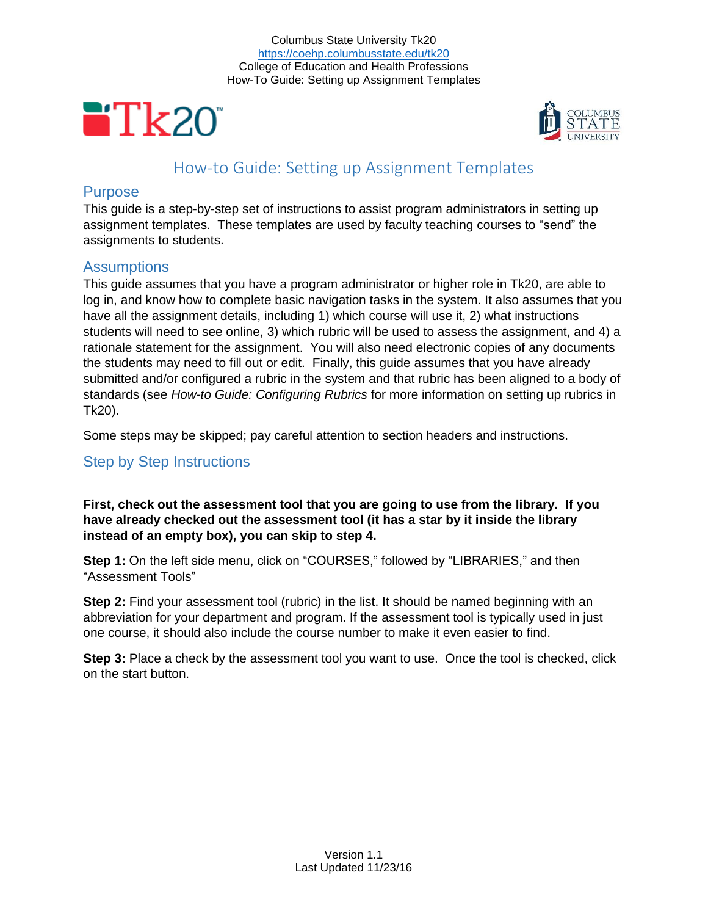Columus State University Tk20
https://coehp.columbusstate.edu/tk20
College of Education and Health Professions
How-To Guide: Setting up Assignment Templates

# How-to Guide: Setting up Assignment Templates

## Purpose

This guide is a step-by-step set of instructions to assist program administrators in setting up assignment templates. These templates are used by faculty teaching courses to "send" the assignments to students.

## Assumptions

This guide assumes that you have a program administrator or higher role in Tk20, are able to log in, and know how to complete basic navigation tasks in the system. It also assumes that you have all the assignment details, including 1) which course will use it, 2) what instructions students will need to see online, 3) which rubric will be used to assess the assignment, and 4) a rationale statement for the assignment. You will also need electronic copies of any documents the students may need to fill out or edit. Finally, this guide assumes that you have already submitted and/or configured a rubric in the system and that rubric has been aligned to a body of standards (see *How-to Guide: Configuring Rubrics* for more information on setting up rubrics in Tk20).

Some steps may be skipped; pay careful attention to section headers and instructions.

## Step by Step Instructions

**First, check out the assessment tool that you are going to use from the library. If you have already checked out the assessment tool (it has a star by it inside the library instead of an empty box), you can skip to step 4.**

**Step 1:** On the left side menu, click on "COURSES," followed by "LIBRARIES," and then "Assessment Tools"

**Step 2:** Find your assessment tool (rubric) in the list. It should be named beginning with an abbreviation for your department and program. If the assessment tool is typically used in just one course, it should also include the course number to make it even easier to find.

**Step 3:** Place a check by the assessment tool you want to use. Once the tool is checked, click on the start button.

Version 1.1
Last Updated 11/23/16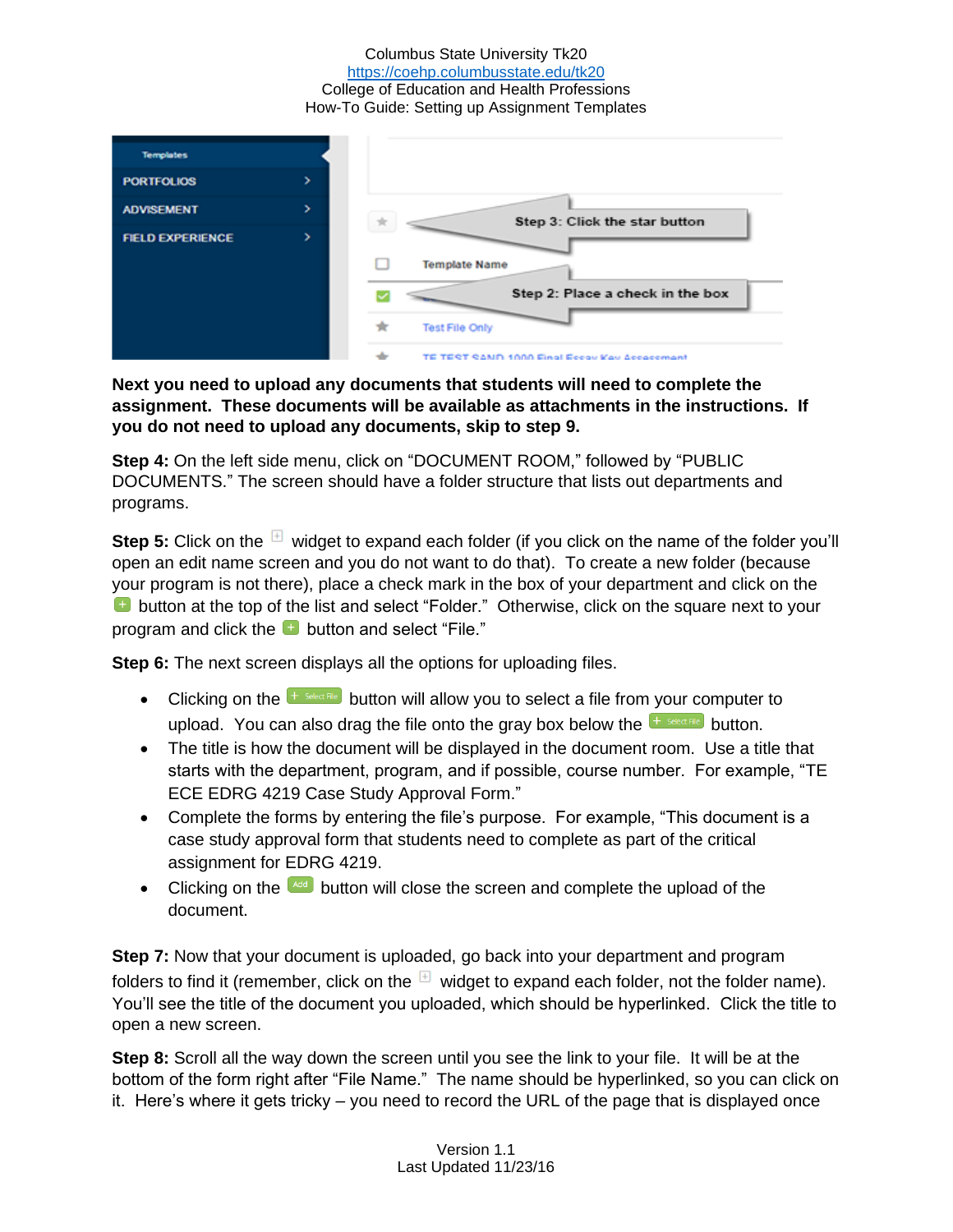**Next you need to upload any documents that students will need to complete the assignment. These documents will be available as attachments in the instructions. If you do not need to upload any documents, skip to step 9.**

**Step 4:** On the left side menu, click on "DOCUMENT ROOM," followed by "PUBLIC DOCUMENTS." The screen should have a folder structure that lists out departments and programs.

**Step 5:** Click on the widget to expand each folder (if you click on the name of the folder you'll open an edit name screen and you do not want to do that). To create a new folder (because your program is not there), place a check mark in the box of your department and click on the button at the top of the list and select "Folder." Otherwise, click on the square next to your program and click the button and select "File."

**Step 6:** The next screen displays all the options for uploading files.

- Clicking on the button will allow you to select a file from your computer to upload. You can also drag the file onto the gray box below the button.
- The title is how the document will be displayed in the document room. Use a title that starts with the department, program, and if possible, course number. For example, "TE ECE EDRG 4219 Case Study Approval Form."
- Complete the forms by entering the file's purpose. For example, "This document is a case study approval form that students need to complete as part of the critical assignment for EDRG 4219.
- Clicking on the button will close the screen and complete the upload of the document.

**Step 7:** Now that your document is uploaded, go back into your department and program folders to find it (remember, click on the widget to expand each folder, not the folder name). You'll see the title of the document you uploaded, which should be hyperlinked. Click the title to open a new screen.

**Step 8:** Scroll all the way down the screen until you see the link to your file. It will be at the bottom of the form right after "File Name." The name should be hyperlinked, so you can click on it. Here's where it gets tricky – you need to record the URL of the page that is displayed once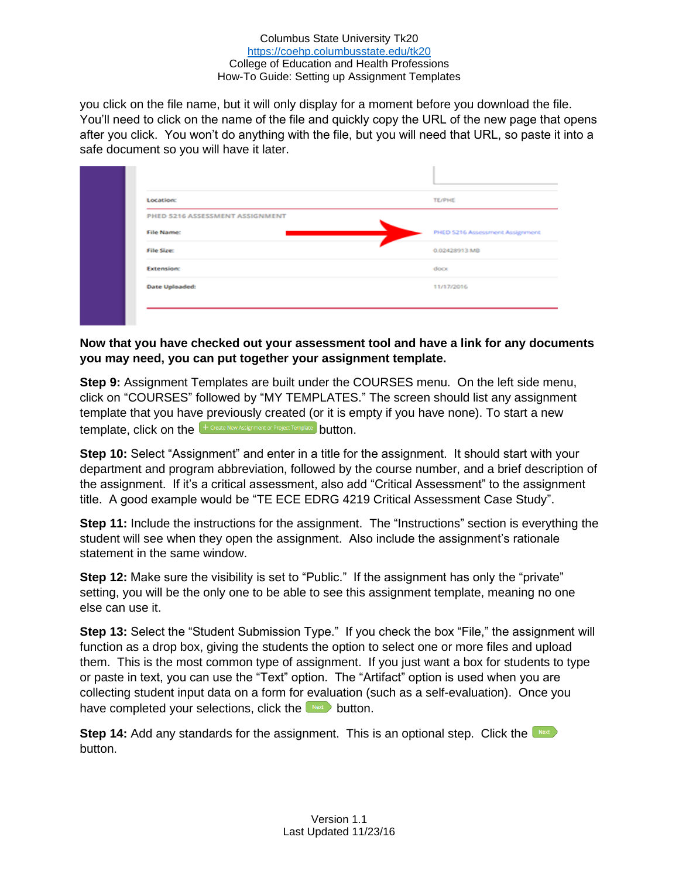you click on the file name, but it will only display for a moment before you download the file. You'll need to click on the name of the file and quickly copy the URL of the new page that opens after you click. You won't do anything with the file, but you will need that URL, so paste it into a safe document so you will have it later.

**Now that you have checked out your assessment tool and have a link for any documents you may need, you can put together your assignment template.**

**Step 9:** Assignment Templates are built under the COURSES menu. On the left side menu, click on "COURSES" followed by "MY TEMPLATES." The screen should list any assignment template that you have previously created (or it is empty if you have none). To start a new template, click on the + Create New Assignment or Project Template button.

**Step 10:** Select "Assignment" and enter in a title for the assignment. It should start with your department and program abbreviation, followed by the course number, and a brief description of the assignment. If it's a critical assessment, also add "Critical Assessment" to the assignment title. A good example would be "TE ECE EDRG 4219 Critical Assessment Case Study".

**Step 11:** Include the instructions for the assignment. The "Instructions" section is everything the student will see when they open the assignment. Also include the assignment's rationale statement in the same window.

**Step 12:** Make sure the visibility is set to "Public." If the assignment has only the "private" setting, you will be the only one to be able to see this assignment template, meaning no one else can use it.

**Step 13:** Select the "Student Submission Type." If you check the box "File," the assignment will function as a drop box, giving the students the option to select one or more files and upload them. This is the most common type of assignment. If you just want a box for students to type or paste in text, you can use the "Text" option. The "Artifact" option is used when you are collecting student input data on a form for evaluation (such as a self-evaluation). Once you have completed your selections, click the Next button.

**Step 14:** Add any standards for the assignment. This is an optional step. Click the Next button.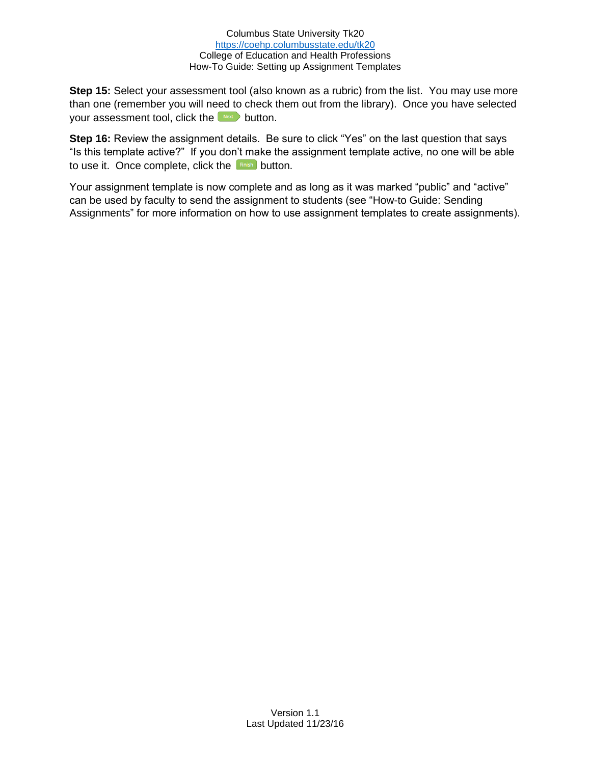**Step 15:** Select your assessment tool (also known as a rubric) from the list. You may use more than one (remember you will need to check them out from the library). Once you have selected your assessment tool, click the Next button.

**Step 16:** Review the assignment details. Be sure to click "Yes" on the last question that says "Is this template active?" If you don't make the assignment template active, no one will be able to use it. Once complete, click the Finish button.

Your assignment template is now complete and as long as it was marked "public" and "active" can be used by faculty to send the assignment to students (see "How-to Guide: Sending Assignments" for more information on how to use assignment templates to create assignments).